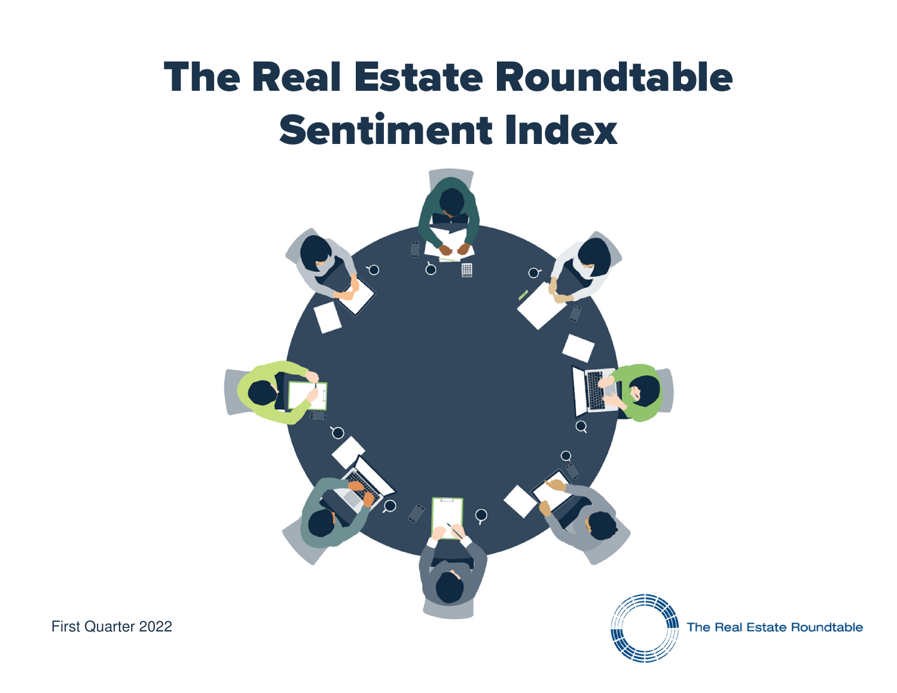# The Real Estate Roundtable Sentiment Index

First Quarter 2022

The Real Estate Roundtable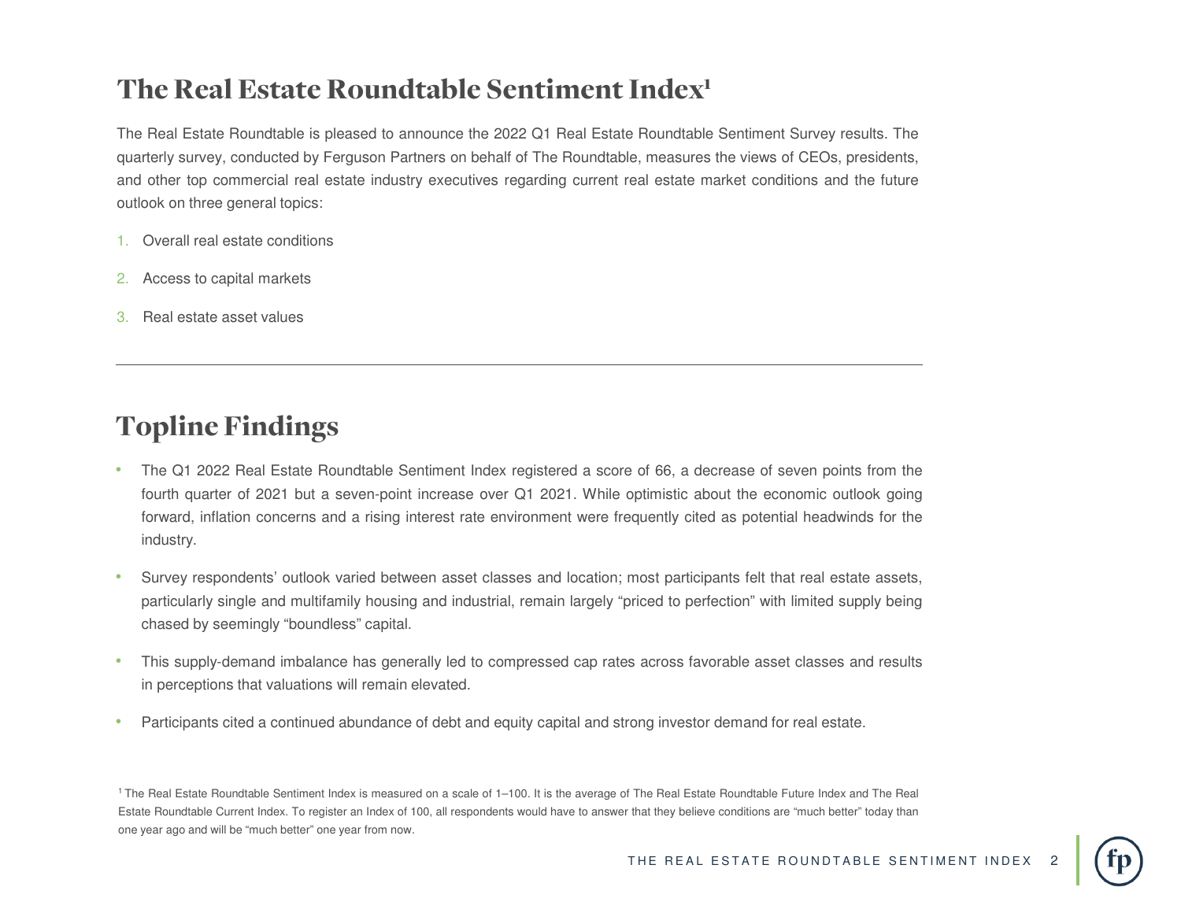# The Real Estate Roundtable Sentiment Index[1]

The Real Estate Roundtable is pleased to announce the 2022 Q1 Real Estate Roundtable Sentiment Survey results. The quarterly survey, conducted by Ferguson Partners on behalf of The Roundtable, measures the views of CEOs, presidents, and other top commercial real estate industry executives regarding current real estate market conditions and the future outlook on three general topics:

1. Overall real estate conditions
2. Access to capital markets
3. Real estate asset values

---

# Topline Findings

- The Q1 2022 Real Estate Roundtable Sentiment Index registered a score of 66, a decrease of seven points from the fourth quarter of 2021 but a seven-point increase over Q1 2021. While optimistic about the economic outlook going forward, inflation concerns and a rising interest rate environment were frequently cited as potential headwinds for the industry.
- Survey respondents' outlook varied between asset classes and location; most participants felt that real estate assets, particularly single and multifamily housing and industrial, remain largely "priced to perfection" with limited supply being chased by seemingly "boundless" capital.
- This supply-demand imbalance has generally led to compressed cap rates across favorable asset classes and results in perceptions that valuations will remain elevated.
- Participants cited a continued abundance of debt and equity capital and strong investor demand for real estate.

[1] The Real Estate Roundtable Sentiment Index is measured on a scale of 1–100. It is the average of The Real Estate Roundtable Future Index and The Real Estate Roundtable Current Index. To register an Index of 100, all respondents would have to answer that they believe conditions are "much better" today than one year ago and will be "much better" one year from now.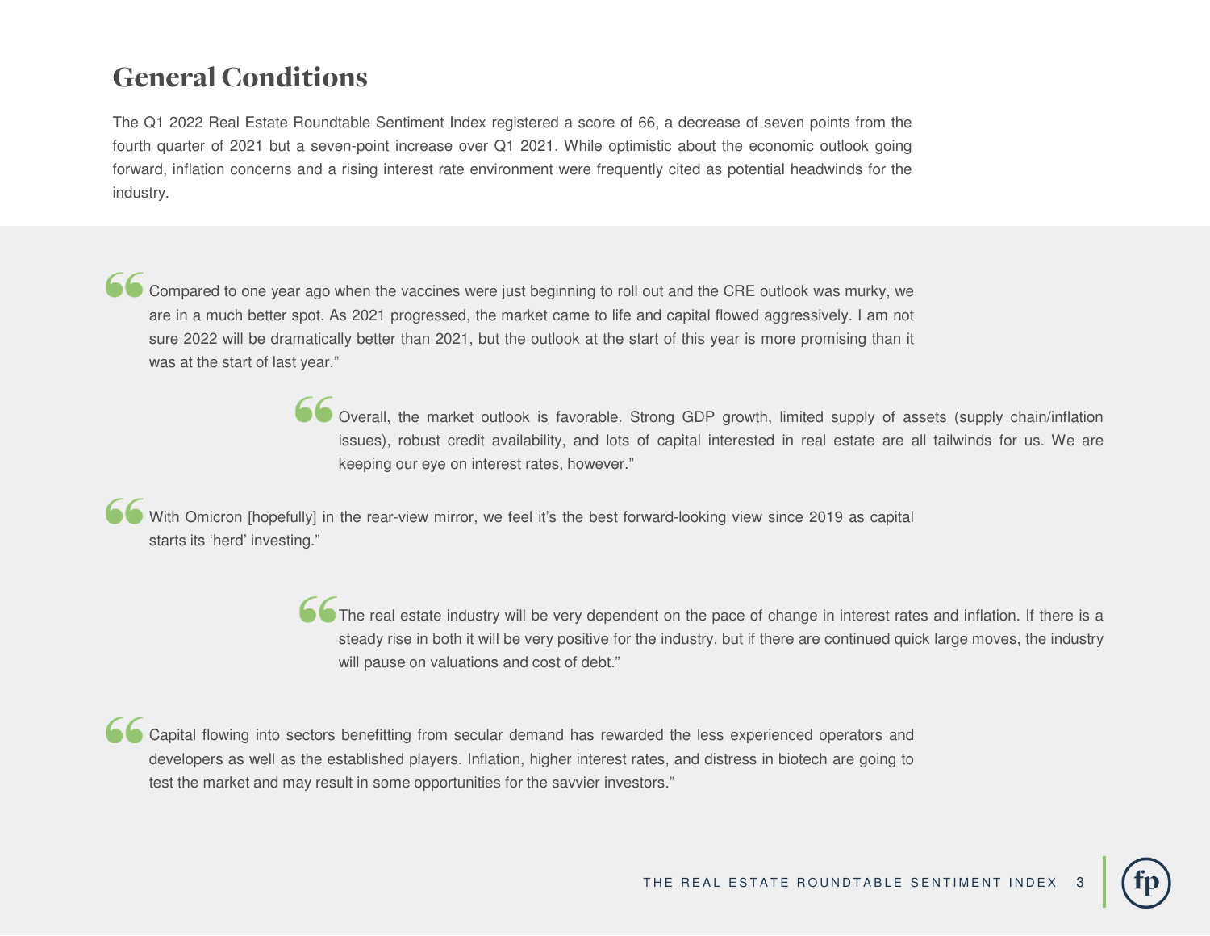## General Conditions

The Q1 2022 Real Estate Roundtable Sentiment Index registered a score of 66, a decrease of seven points from the fourth quarter of 2021 but a seven-point increase over Q1 2021. While optimistic about the economic outlook going forward, inflation concerns and a rising interest rate environment were frequently cited as potential headwinds for the industry.

> “Compared to one year ago when the vaccines were just beginning to roll out and the CRE outlook was murky, we are in a much better spot. As 2021 progressed, the market came to life and capital flowed aggressively. I am not sure 2022 will be dramatically better than 2021, but the outlook at the start of this year is more promising than it was at the start of last year.”

> “Overall, the market outlook is favorable. Strong GDP growth, limited supply of assets (supply chain/inflation issues), robust credit availability, and lots of capital interested in real estate are all tailwinds for us. We are keeping our eye on interest rates, however.”

> “With Omicron [hopefully] in the rear-view mirror, we feel it’s the best forward-looking view since 2019 as capital starts its ‘herd’ investing.”

> “The real estate industry will be very dependent on the pace of change in interest rates and inflation. If there is a steady rise in both it will be very positive for the industry, but if there are continued quick large moves, the industry will pause on valuations and cost of debt.”

> “Capital flowing into sectors benefitting from secular demand has rewarded the less experienced operators and developers as well as the established players. Inflation, higher interest rates, and distress in biotech are going to test the market and may result in some opportunities for the savvier investors.”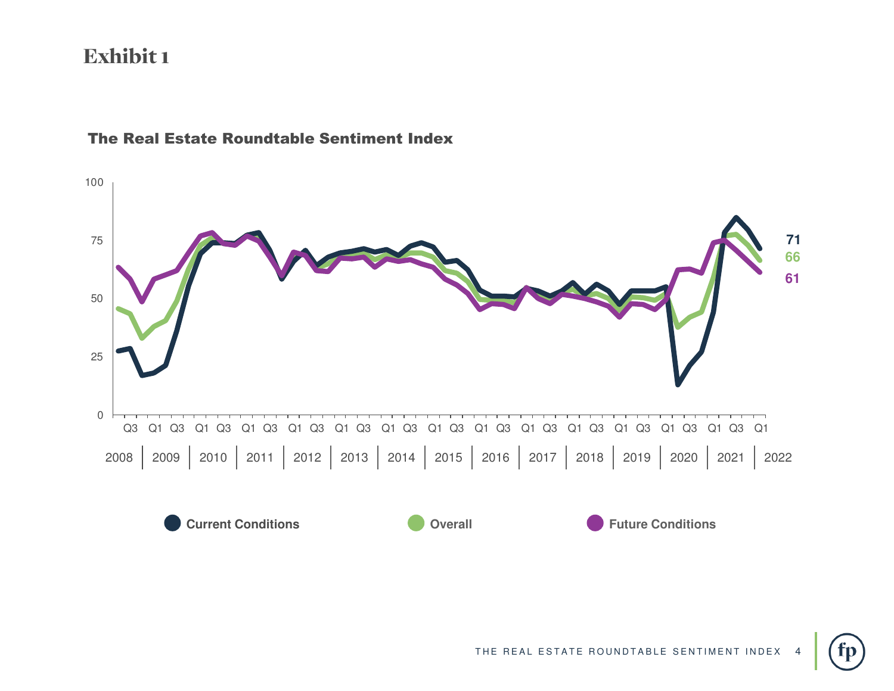# Exhibit 1

### The Real Estate Roundtable Sentiment Index

100

75

50

25

0

Q3 Q1 Q3 Q1 Q3 Q1 Q3 Q1 Q3 Q1 Q3 Q1 Q3 Q1 Q3 Q1 Q3 Q1 Q3 Q1 Q3 Q1 Q3 Q1 Q3 Q1 Q3 Q1

2008 | 2009 | 2010 | 2011 | 2012 | 2013 | 2014 | 2015 | 2016 | 2017 | 2018 | 2019 | 2020 | 2021 | 2022

**71**

**66**

**61**

**Current Conditions** **Overall** **Future Conditions**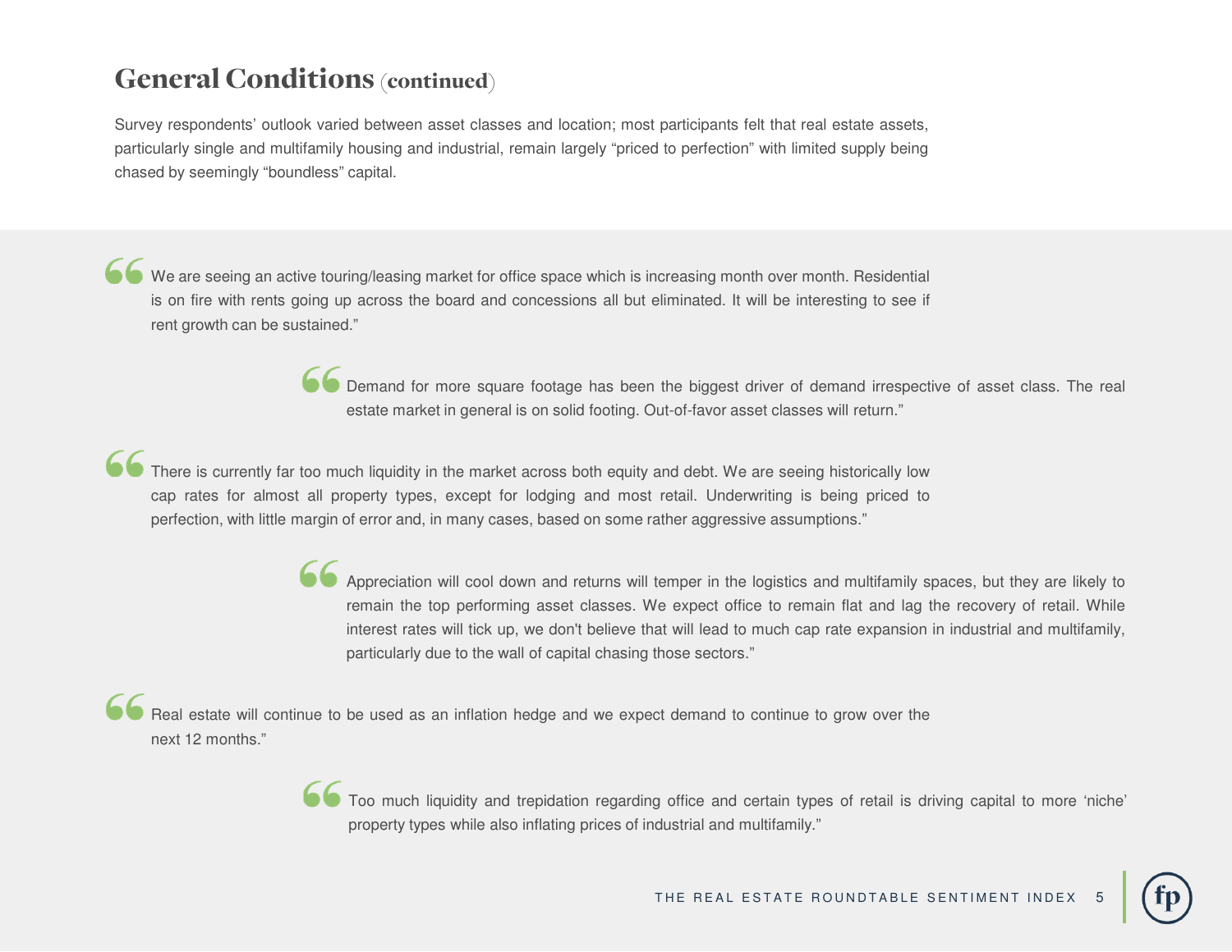## General Conditions (continued)

Survey respondents' outlook varied between asset classes and location; most participants felt that real estate assets, particularly single and multifamily housing and industrial, remain largely "priced to perfection" with limited supply being chased by seemingly "boundless" capital.

> "We are seeing an active touring/leasing market for office space which is increasing month over month. Residential is on fire with rents going up across the board and concessions all but eliminated. It will be interesting to see if rent growth can be sustained."

> "Demand for more square footage has been the biggest driver of demand irrespective of asset class. The real estate market in general is on solid footing. Out-of-favor asset classes will return."

> "There is currently far too much liquidity in the market across both equity and debt. We are seeing historically low cap rates for almost all property types, except for lodging and most retail. Underwriting is being priced to perfection, with little margin of error and, in many cases, based on some rather aggressive assumptions."

> "Appreciation will cool down and returns will temper in the logistics and multifamily spaces, but they are likely to remain the top performing asset classes. We expect office to remain flat and lag the recovery of retail. While interest rates will tick up, we don't believe that will lead to much cap rate expansion in industrial and multifamily, particularly due to the wall of capital chasing those sectors."

> "Real estate will continue to be used as an inflation hedge and we expect demand to continue to grow over the next 12 months."

> "Too much liquidity and trepidation regarding office and certain types of retail is driving capital to more 'niche' property types while also inflating prices of industrial and multifamily."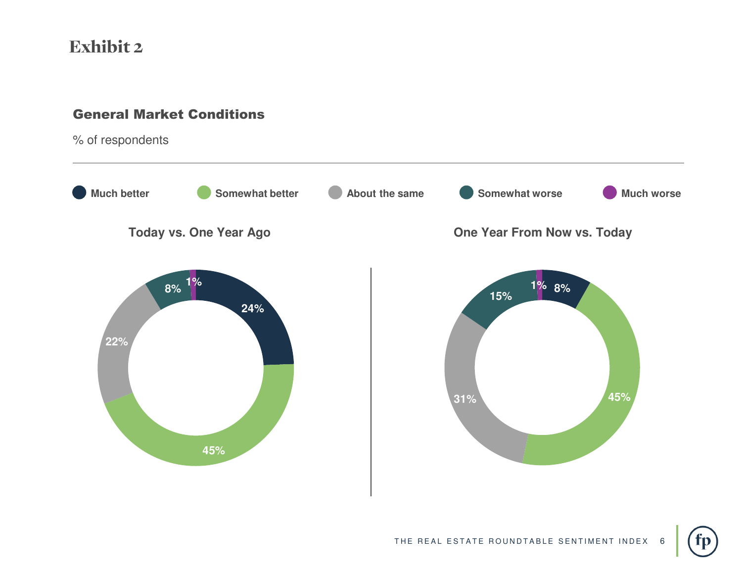# Exhibit 2

## General Market Conditions

% of respondents

| | Much better | Somewhat better | About the same | Somewhat worse | Much worse |
|---|---|---|---|---|---|
| Today vs. One Year Ago | 24% | 45% | 22% | 8% | 1% |
| One Year From Now vs. Today | 8% | 45% | 31% | 15% | 1% |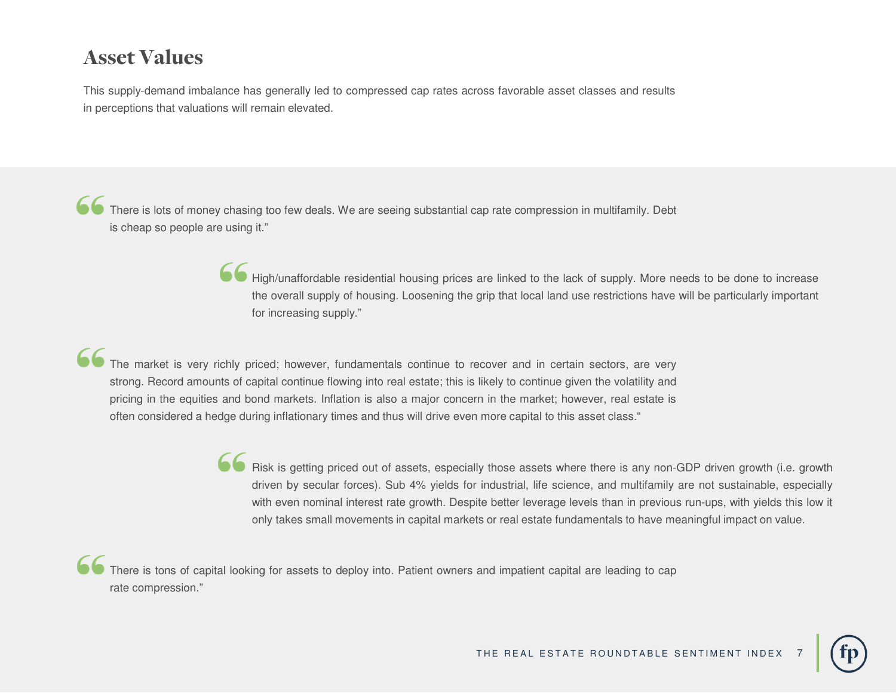## Asset Values

This supply-demand imbalance has generally led to compressed cap rates across favorable asset classes and results in perceptions that valuations will remain elevated.

> "There is lots of money chasing too few deals. We are seeing substantial cap rate compression in multifamily. Debt is cheap so people are using it."

> "High/unaffordable residential housing prices are linked to the lack of supply. More needs to be done to increase the overall supply of housing. Loosening the grip that local land use restrictions have will be particularly important for increasing supply."

> "The market is very richly priced; however, fundamentals continue to recover and in certain sectors, are very strong. Record amounts of capital continue flowing into real estate; this is likely to continue given the volatility and pricing in the equities and bond markets. Inflation is also a major concern in the market; however, real estate is often considered a hedge during inflationary times and thus will drive even more capital to this asset class."

> "Risk is getting priced out of assets, especially those assets where there is any non-GDP driven growth (i.e. growth driven by secular forces). Sub 4% yields for industrial, life science, and multifamily are not sustainable, especially with even nominal interest rate growth. Despite better leverage levels than in previous run-ups, with yields this low it only takes small movements in capital markets or real estate fundamentals to have meaningful impact on value.

> "There is tons of capital looking for assets to deploy into. Patient owners and impatient capital are leading to cap rate compression."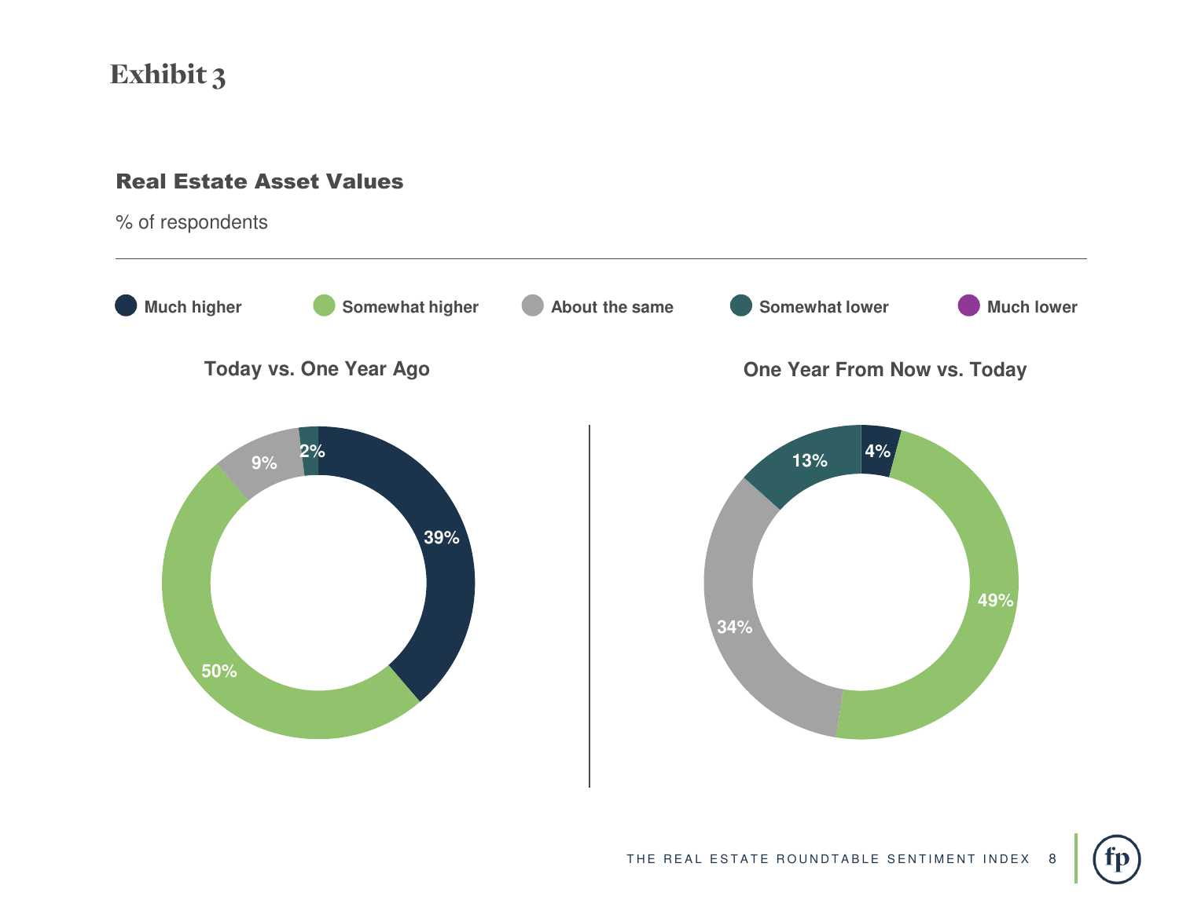# Exhibit 3

## Real Estate Asset Values

% of respondents

| | Much higher | Somewhat higher | About the same | Somewhat lower | Much lower |
|---|---|---|---|---|---|
| Today vs. One Year Ago | 39% | 50% | 9% | 2% | |
| One Year From Now vs. Today | 4% | 49% | 34% | 13% | |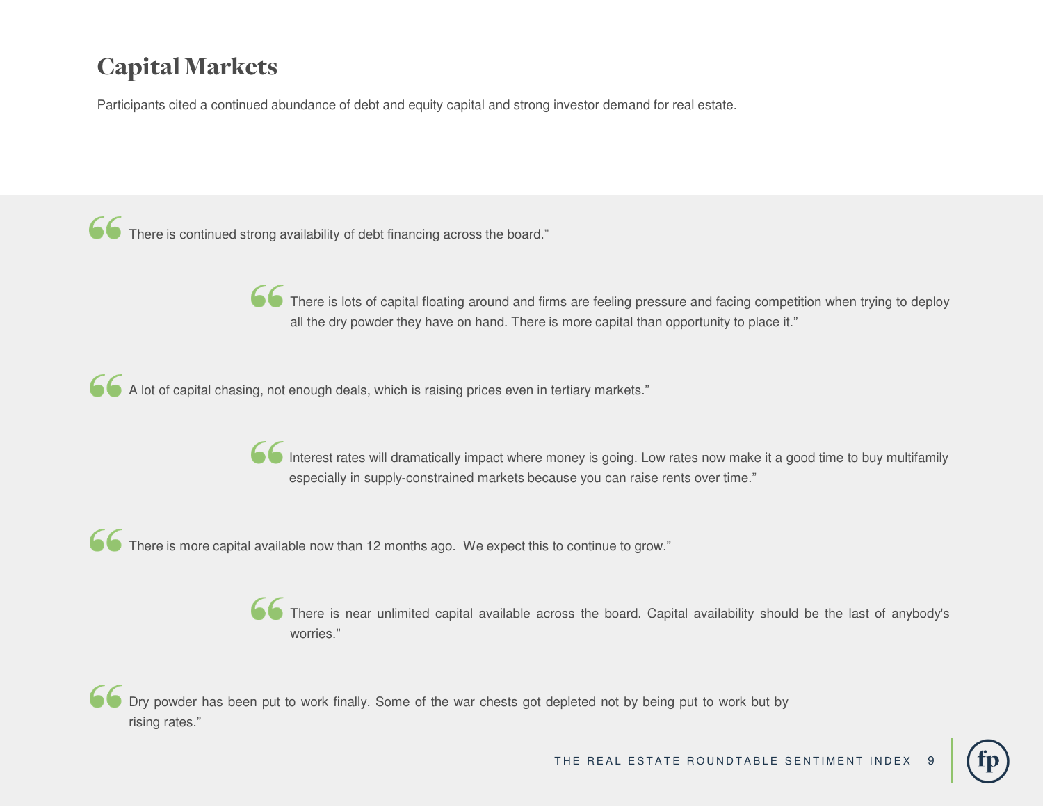# Capital Markets

Participants cited a continued abundance of debt and equity capital and strong investor demand for real estate.

> “There is continued strong availability of debt financing across the board.”

> “There is lots of capital floating around and firms are feeling pressure and facing competition when trying to deploy all the dry powder they have on hand. There is more capital than opportunity to place it.”

> “A lot of capital chasing, not enough deals, which is raising prices even in tertiary markets.”

> “Interest rates will dramatically impact where money is going. Low rates now make it a good time to buy multifamily especially in supply-constrained markets because you can raise rents over time.”

> “There is more capital available now than 12 months ago. We expect this to continue to grow.”

> “There is near unlimited capital available across the board. Capital availability should be the last of anybody's worries.”

> “Dry powder has been put to work finally. Some of the war chests got depleted not by being put to work but by rising rates.”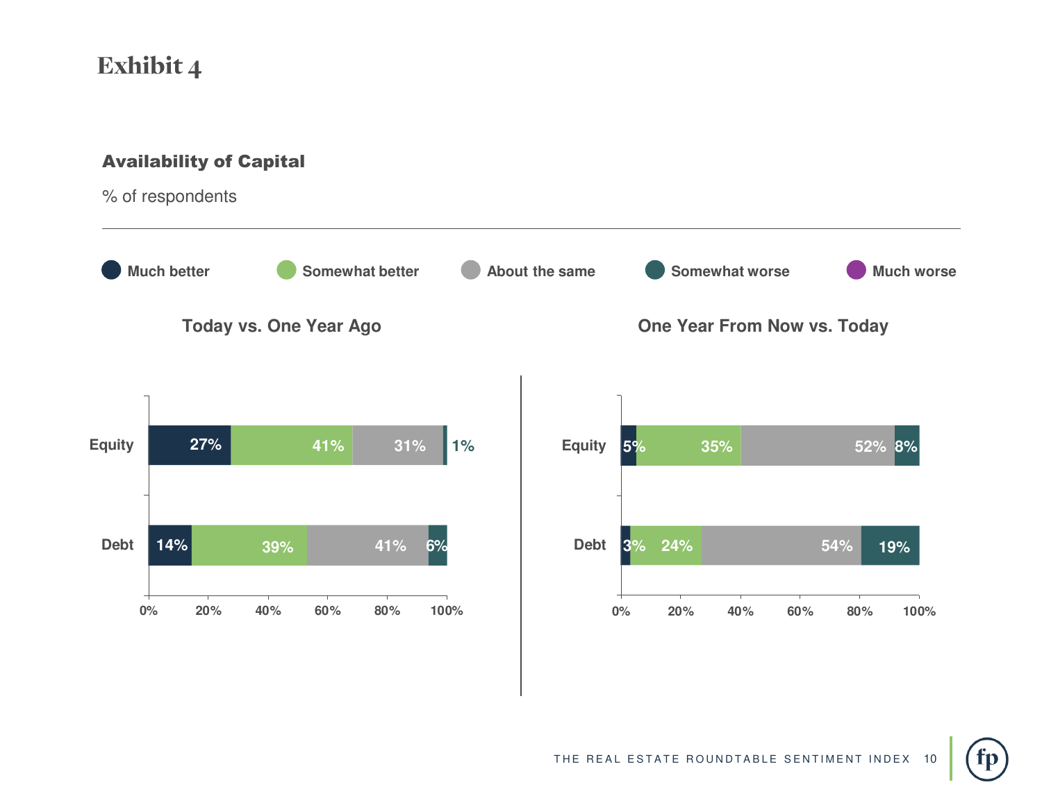# Exhibit 4

### Availability of Capital

% of respondents

**Today vs. One Year Ago**

| | Much better | Somewhat better | About the same | Somewhat worse | Much worse |
|---|---|---|---|---|---|
| Equity | 27% | 41% | 31% | 1% | |
| Debt | 14% | 39% | 41% | 6% | |

**One Year From Now vs. Today**

| | Much better | Somewhat better | About the same | Somewhat worse | Much worse |
|---|---|---|---|---|---|
| Equity | 5% | 35% | 52% | 8% | |
| Debt | 3% | 24% | 54% | 19% | |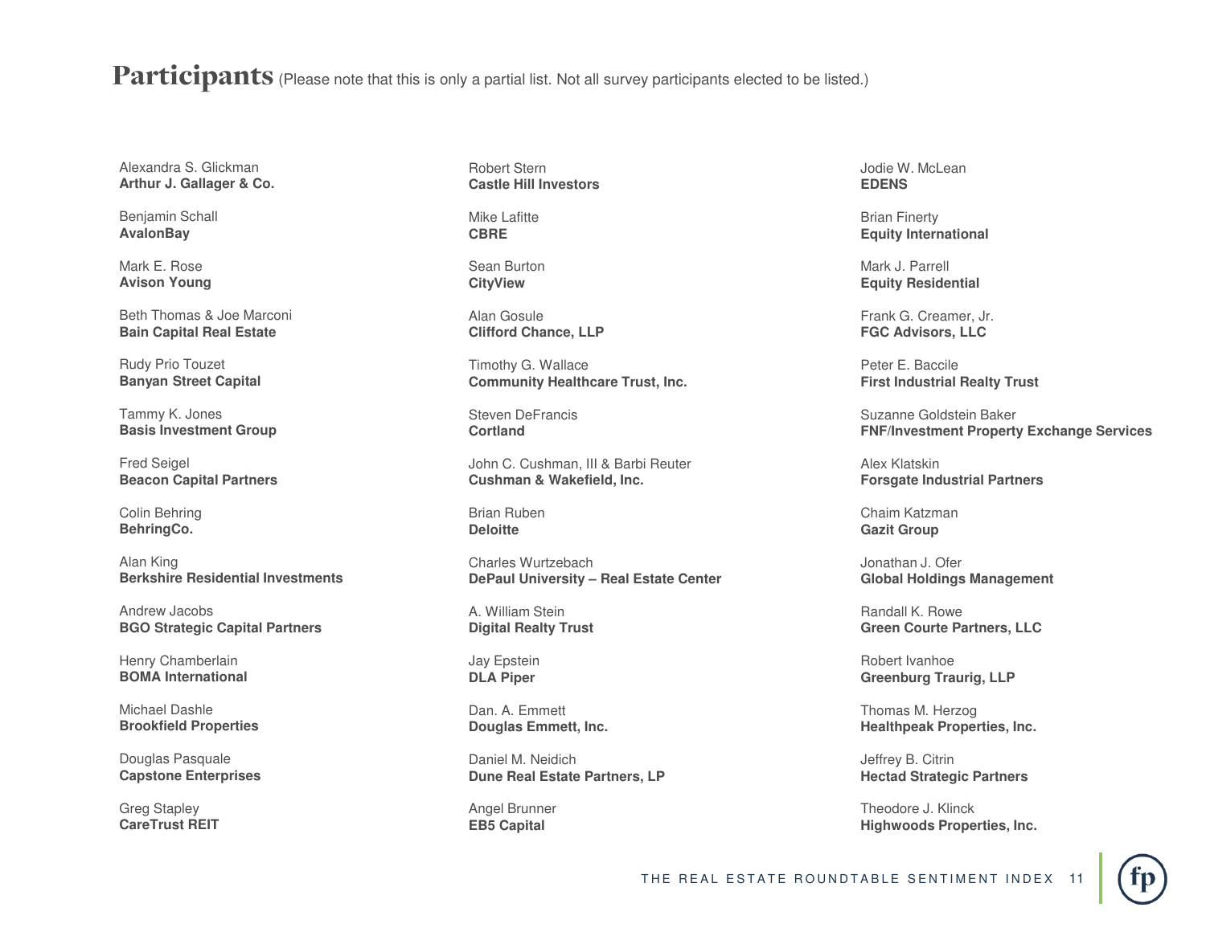# Participants (Please note that this is only a partial list. Not all survey participants elected to be listed.)

Alexandra S. Glickman
**Arthur J. Gallager & Co.**

Benjamin Schall
**AvalonBay**

Mark E. Rose
**Avison Young**

Beth Thomas & Joe Marconi
**Bain Capital Real Estate**

Rudy Prio Touzet
**Banyan Street Capital**

Tammy K. Jones
**Basis Investment Group**

Fred Seigel
**Beacon Capital Partners**

Colin Behring
**BehringCo.**

Alan King
**Berkshire Residential Investments**

Andrew Jacobs
**BGO Strategic Capital Partners**

Henry Chamberlain
**BOMA International**

Michael Dashle
**Brookfield Properties**

Douglas Pasquale
**Capstone Enterprises**

Greg Stapley
**CareTrust REIT**

Robert Stern
**Castle Hill Investors**

Mike Lafitte
**CBRE**

Sean Burton
**CityView**

Alan Gosule
**Clifford Chance, LLP**

Timothy G. Wallace
**Community Healthcare Trust, Inc.**

Steven DeFrancis
**Cortland**

John C. Cushman, III & Barbi Reuter
**Cushman & Wakefield, Inc.**

Brian Ruben
**Deloitte**

Charles Wurtzebach
**DePaul University – Real Estate Center**

A. William Stein
**Digital Realty Trust**

Jay Epstein
**DLA Piper**

Dan. A. Emmett
**Douglas Emmett, Inc.**

Daniel M. Neidich
**Dune Real Estate Partners, LP**

Angel Brunner
**EB5 Capital**

Jodie W. McLean
**EDENS**

Brian Finerty
**Equity International**

Mark J. Parrell
**Equity Residential**

Frank G. Creamer, Jr.
**FGC Advisors, LLC**

Peter E. Baccile
**First Industrial Realty Trust**

Suzanne Goldstein Baker
**FNF/Investment Property Exchange Services**

Alex Klatskin
**Forsgate Industrial Partners**

Chaim Katzman
**Gazit Group**

Jonathan J. Ofer
**Global Holdings Management**

Randall K. Rowe
**Green Courte Partners, LLC**

Robert Ivanhoe
**Greenburg Traurig, LLP**

Thomas M. Herzog
**Healthpeak Properties, Inc.**

Jeffrey B. Citrin
**Hectad Strategic Partners**

Theodore J. Klinck
**Highwoods Properties, Inc.**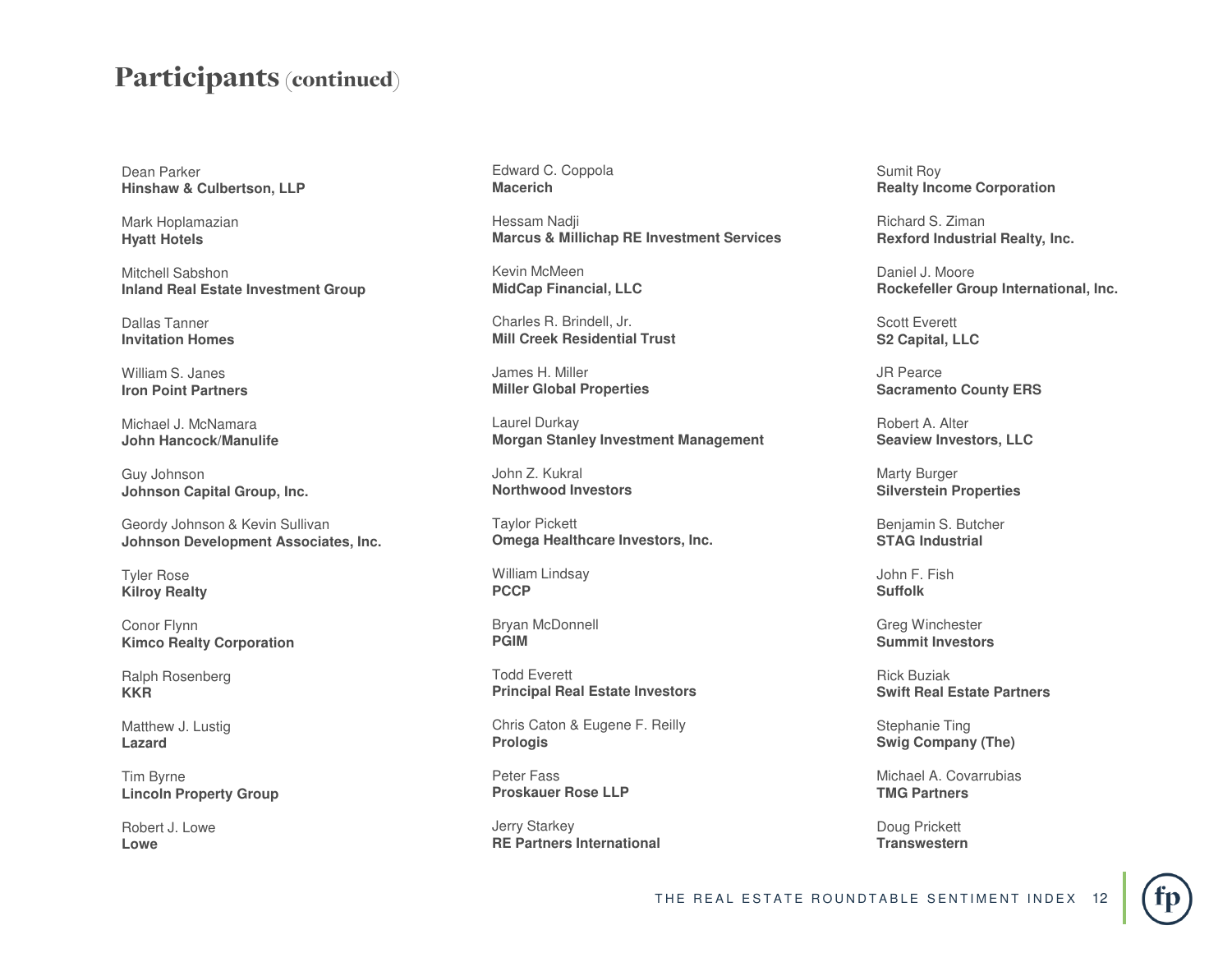# Participants (continued)

Dean Parker
**Hinshaw & Culbertson, LLP**

Mark Hoplamazian
**Hyatt Hotels**

Mitchell Sabshon
**Inland Real Estate Investment Group**

Dallas Tanner
**Invitation Homes**

William S. Janes
**Iron Point Partners**

Michael J. McNamara
**John Hancock/Manulife**

Guy Johnson
**Johnson Capital Group, Inc.**

Geordy Johnson & Kevin Sullivan
**Johnson Development Associates, Inc.**

Tyler Rose
**Kilroy Realty**

Conor Flynn
**Kimco Realty Corporation**

Ralph Rosenberg
**KKR**

Matthew J. Lustig
**Lazard**

Tim Byrne
**Lincoln Property Group**

Robert J. Lowe
**Lowe**

Edward C. Coppola
**Macerich**

Hessam Nadji
**Marcus & Millichap RE Investment Services**

Kevin McMeen
**MidCap Financial, LLC**

Charles R. Brindell, Jr.
**Mill Creek Residential Trust**

James H. Miller
**Miller Global Properties**

Laurel Durkay
**Morgan Stanley Investment Management**

John Z. Kukral
**Northwood Investors**

Taylor Pickett
**Omega Healthcare Investors, Inc.**

William Lindsay
**PCCP**

Bryan McDonnell
**PGIM**

Todd Everett
**Principal Real Estate Investors**

Chris Caton & Eugene F. Reilly
**Prologis**

Peter Fass
**Proskauer Rose LLP**

Jerry Starkey
**RE Partners International**

Sumit Roy
**Realty Income Corporation**

Richard S. Ziman
**Rexford Industrial Realty, Inc.**

Daniel J. Moore
**Rockefeller Group International, Inc.**

Scott Everett
**S2 Capital, LLC**

JR Pearce
**Sacramento County ERS**

Robert A. Alter
**Seaview Investors, LLC**

Marty Burger
**Silverstein Properties**

Benjamin S. Butcher
**STAG Industrial**

John F. Fish
**Suffolk**

Greg Winchester
**Summit Investors**

Rick Buziak
**Swift Real Estate Partners**

Stephanie Ting
**Swig Company (The)**

Michael A. Covarrubias
**TMG Partners**

Doug Prickett
**Transwestern**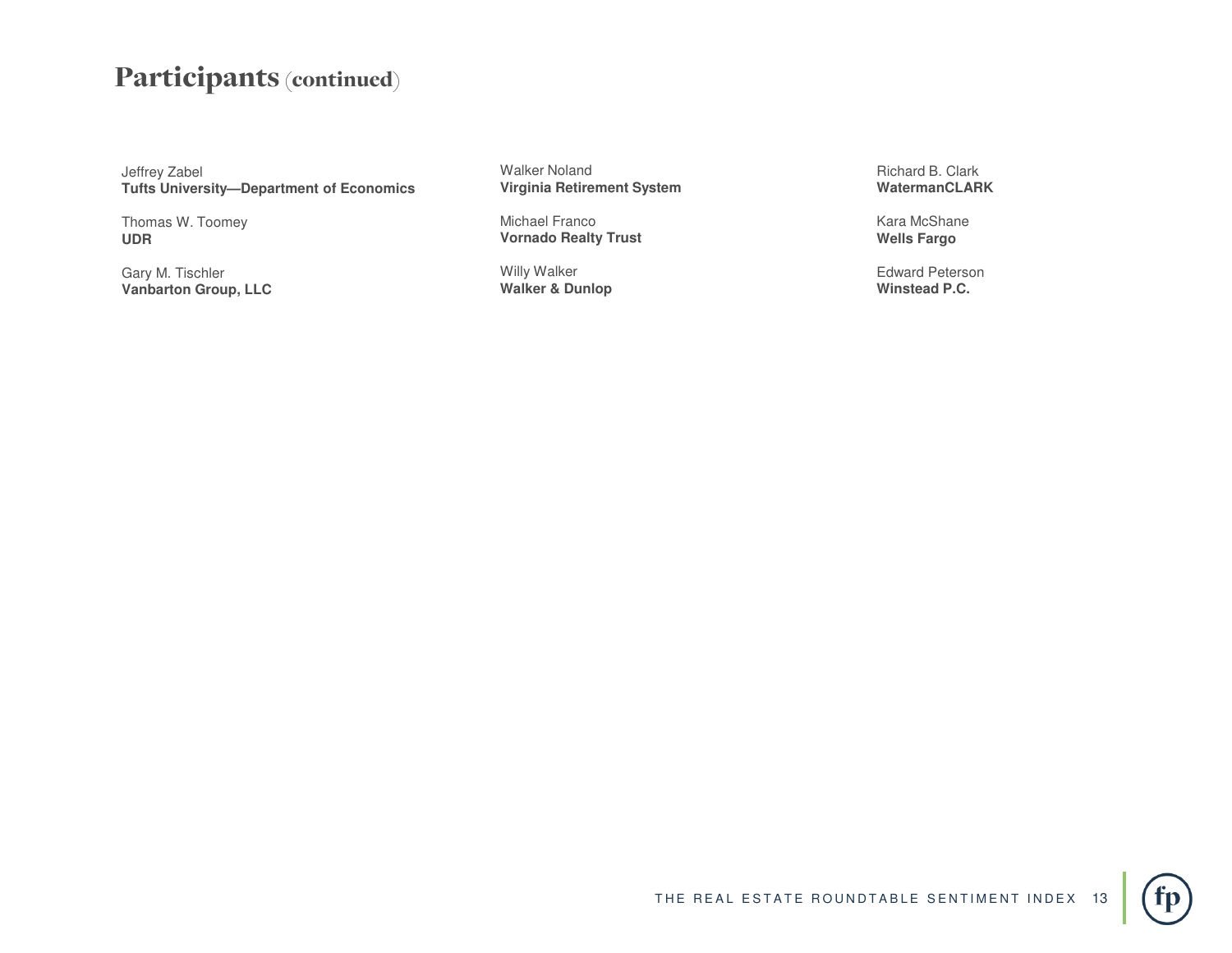# Participants (continued)

Jeffrey Zabel
**Tufts University—Department of Economics**

Thomas W. Toomey
**UDR**

Gary M. Tischler
**Vanbarton Group, LLC**

Walker Noland
**Virginia Retirement System**

Michael Franco
**Vornado Realty Trust**

Willy Walker
**Walker & Dunlop**

Richard B. Clark
**WatermanCLARK**

Kara McShane
**Wells Fargo**

Edward Peterson
**Winstead P.C.**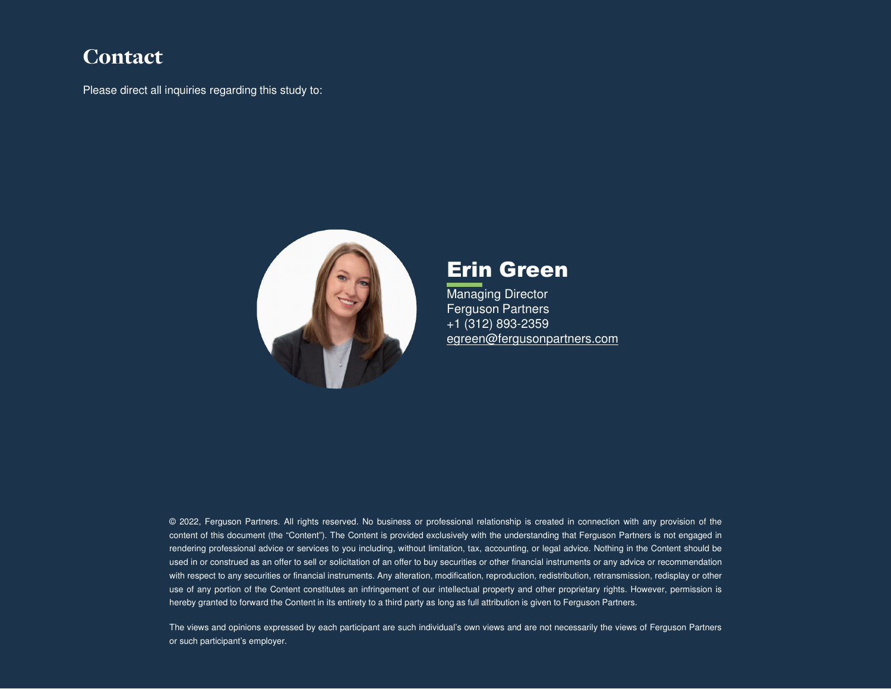# Contact

Please direct all inquiries regarding this study to:

## Erin Green

Managing Director
Ferguson Partners
+1 (312) 893-2359
egreen@fergusonpartners.com

© 2022, Ferguson Partners. All rights reserved. No business or professional relationship is created in connection with any provision of the content of this document (the "Content"). The Content is provided exclusively with the understanding that Ferguson Partners is not engaged in rendering professional advice or services to you including, without limitation, tax, accounting, or legal advice. Nothing in the Content should be used in or construed as an offer to sell or solicitation of an offer to buy securities or other financial instruments or any advice or recommendation with respect to any securities or financial instruments. Any alteration, modification, reproduction, redistribution, retransmission, redisplay or other use of any portion of the Content constitutes an infringement of our intellectual property and other proprietary rights. However, permission is hereby granted to forward the Content in its entirety to a third party as long as full attribution is given to Ferguson Partners.

The views and opinions expressed by each participant are such individual's own views and are not necessarily the views of Ferguson Partners or such participant's employer.